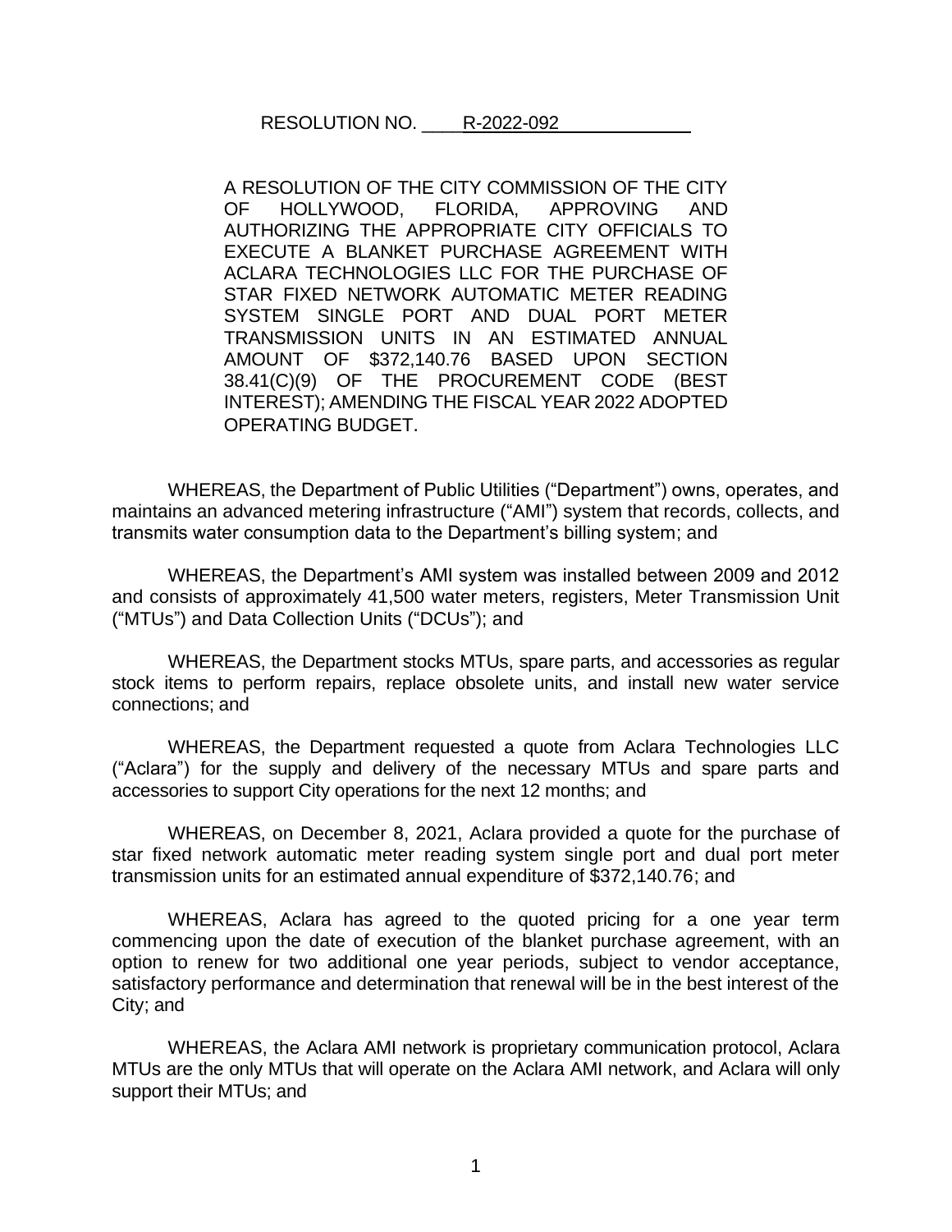RESOLUTION NO. R-2022-092

A RESOLUTION OF THE CITY COMMISSION OF THE CITY OF HOLLYWOOD, FLORIDA, APPROVING AND AUTHORIZING THE APPROPRIATE CITY OFFICIALS TO EXECUTE A BLANKET PURCHASE AGREEMENT WITH ACLARA TECHNOLOGIES LLC FOR THE PURCHASE OF STAR FIXED NETWORK AUTOMATIC METER READING SYSTEM SINGLE PORT AND DUAL PORT METER TRANSMISSION UNITS IN AN ESTIMATED ANNUAL AMOUNT OF $372,140.76 BASED UPON SECTION 38.41(C)(9) OF THE PROCUREMENT CODE (BEST INTEREST); AMENDING THE FISCAL YEAR 2022 ADOPTED OPERATING BUDGET.

WHEREAS, the Department of Public Utilities ("Department") owns, operates, and maintains an advanced metering infrastructure ("AMI") system that records, collects, and transmits water consumption data to the Department's billing system; and

WHEREAS, the Department's AMI system was installed between 2009 and 2012 and consists of approximately 41,500 water meters, registers, Meter Transmission Unit ("MTUs") and Data Collection Units ("DCUs"); and

WHEREAS, the Department stocks MTUs, spare parts, and accessories as regular stock items to perform repairs, replace obsolete units, and install new water service connections; and

WHEREAS, the Department requested a quote from Aclara Technologies LLC ("Aclara") for the supply and delivery of the necessary MTUs and spare parts and accessories to support City operations for the next 12 months; and

WHEREAS, on December 8, 2021, Aclara provided a quote for the purchase of star fixed network automatic meter reading system single port and dual port meter transmission units for an estimated annual expenditure of $372,140.76; and

WHEREAS, Aclara has agreed to the quoted pricing for a one year term commencing upon the date of execution of the blanket purchase agreement, with an option to renew for two additional one year periods, subject to vendor acceptance, satisfactory performance and determination that renewal will be in the best interest of the City; and

WHEREAS, the Aclara AMI network is proprietary communication protocol, Aclara MTUs are the only MTUs that will operate on the Aclara AMI network, and Aclara will only support their MTUs; and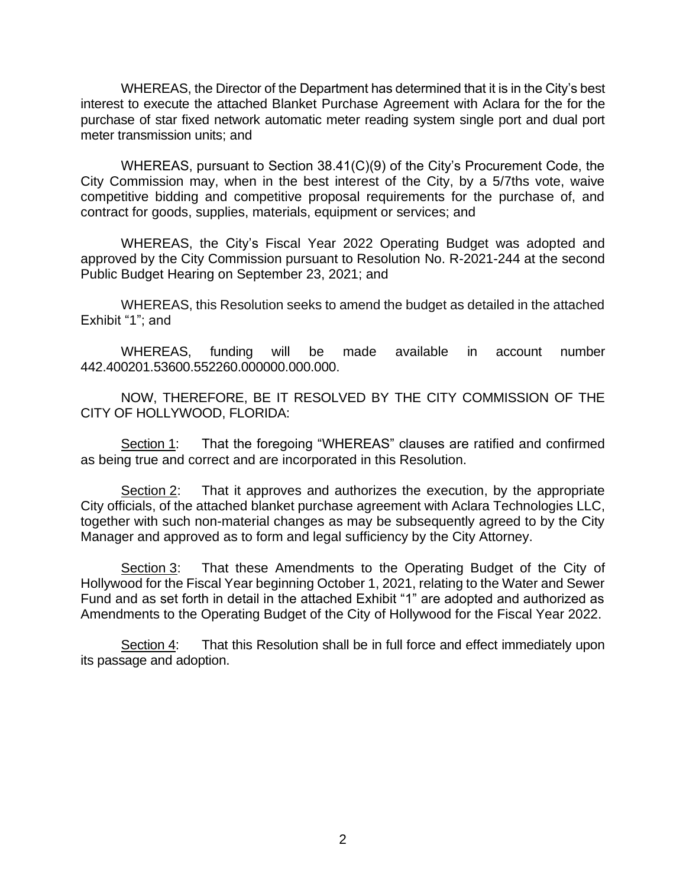WHEREAS, the Director of the Department has determined that it is in the City's best interest to execute the attached Blanket Purchase Agreement with Aclara for the for the purchase of star fixed network automatic meter reading system single port and dual port meter transmission units; and

WHEREAS, pursuant to Section 38.41(C)(9) of the City's Procurement Code, the City Commission may, when in the best interest of the City, by a 5/7ths vote, waive competitive bidding and competitive proposal requirements for the purchase of, and contract for goods, supplies, materials, equipment or services; and

WHEREAS, the City's Fiscal Year 2022 Operating Budget was adopted and approved by the City Commission pursuant to Resolution No. R-2021-244 at the second Public Budget Hearing on September 23, 2021; and

WHEREAS, this Resolution seeks to amend the budget as detailed in the attached Exhibit "1"; and

WHEREAS, funding will be made available in account number 442.400201.53600.552260.000000.000.000.

NOW, THEREFORE, BE IT RESOLVED BY THE CITY COMMISSION OF THE CITY OF HOLLYWOOD, FLORIDA:

<u>Section 1</u>: That the foregoing "WHEREAS" clauses are ratified and confirmed as being true and correct and are incorporated in this Resolution.

<u>Section 2</u>: That it approves and authorizes the execution, by the appropriate City officials, of the attached blanket purchase agreement with Aclara Technologies LLC, together with such non-material changes as may be subsequently agreed to by the City Manager and approved as to form and legal sufficiency by the City Attorney.

<u>Section 3</u>: That these Amendments to the Operating Budget of the City of Hollywood for the Fiscal Year beginning October 1, 2021, relating to the Water and Sewer Fund and as set forth in detail in the attached Exhibit "1" are adopted and authorized as Amendments to the Operating Budget of the City of Hollywood for the Fiscal Year 2022.

<u>Section 4</u>: That this Resolution shall be in full force and effect immediately upon its passage and adoption.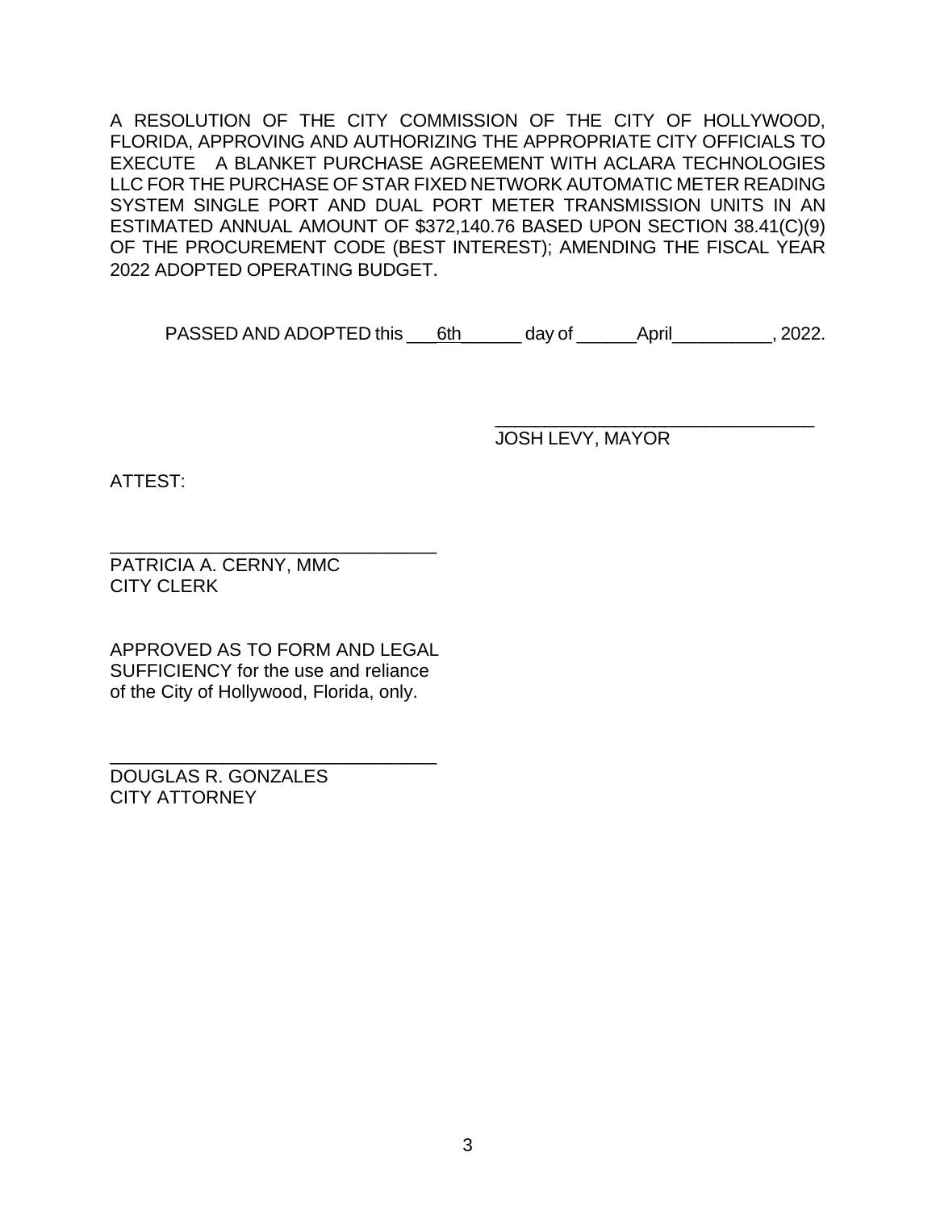A RESOLUTION OF THE CITY COMMISSION OF THE CITY OF HOLLYWOOD, FLORIDA, APPROVING AND AUTHORIZING THE APPROPRIATE CITY OFFICIALS TO EXECUTE A BLANKET PURCHASE AGREEMENT WITH ACLARA TECHNOLOGIES LLC FOR THE PURCHASE OF STAR FIXED NETWORK AUTOMATIC METER READING SYSTEM SINGLE PORT AND DUAL PORT METER TRANSMISSION UNITS IN AN ESTIMATED ANNUAL AMOUNT OF $372,140.76 BASED UPON SECTION 38.41(C)(9) OF THE PROCUREMENT CODE (BEST INTEREST); AMENDING THE FISCAL YEAR 2022 ADOPTED OPERATING BUDGET.

PASSED AND ADOPTED this ___6th______ day of ______April__________, 2022.

\_\_\_\_\_\_\_\_\_\_\_\_\_\_\_\_\_\_\_\_\_\_\_\_\_\_\_\_\_\_\_\_\_
JOSH LEVY, MAYOR

ATTEST:

\_\_\_\_\_\_\_\_\_\_\_\_\_\_\_\_\_\_\_\_\_\_\_\_\_\_\_\_\_\_\_\_\_
PATRICIA A. CERNY, MMC
CITY CLERK

APPROVED AS TO FORM AND LEGAL SUFFICIENCY for the use and reliance of the City of Hollywood, Florida, only.

\_\_\_\_\_\_\_\_\_\_\_\_\_\_\_\_\_\_\_\_\_\_\_\_\_\_\_\_\_\_\_\_\_
DOUGLAS R. GONZALES
CITY ATTORNEY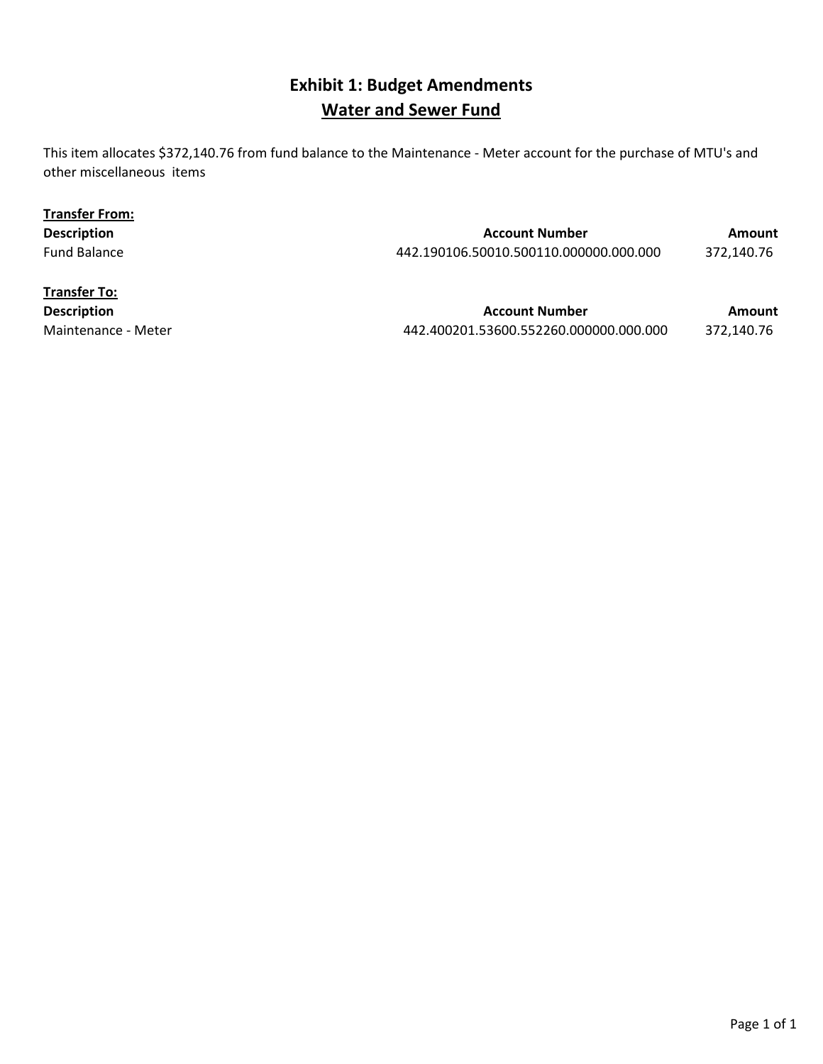# Exhibit 1: Budget Amendments

## Water and Sewer Fund

This item allocates $372,140.76 from fund balance to the Maintenance - Meter account for the purchase of MTU's and other miscellaneous items

**Transfer From:**

| Description | Account Number | Amount |
|---|---|---|
| Fund Balance | 442.190106.50010.500110.000000.000.000 | 372,140.76 |

**Transfer To:**

| Description | Account Number | Amount |
|---|---|---|
| Maintenance - Meter | 442.400201.53600.552260.000000.000.000 | 372,140.76 |